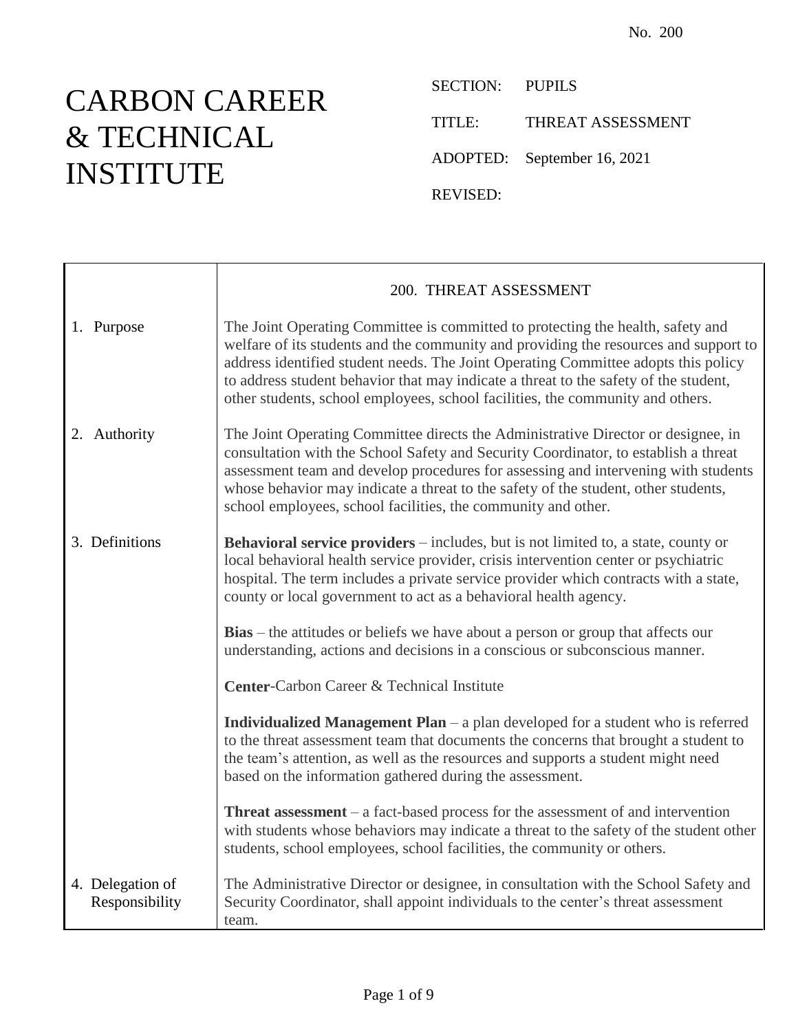No. 200

# CARBON CAREER & TECHNICAL INSTITUTE

SECTION: PUPILS

TITLE: THREAT ASSESSMENT

ADOPTED: September 16, 2021

REVISED:

## 200. THREAT ASSESSMENT

### 1. Purpose

The Joint Operating Committee is committed to protecting the health, safety and welfare of its students and the community and providing the resources and support to address identified student needs. The Joint Operating Committee adopts this policy to address student behavior that may indicate a threat to the safety of the student, other students, school employees, school facilities, the community and others.

### 2. Authority

The Joint Operating Committee directs the Administrative Director or designee, in consultation with the School Safety and Security Coordinator, to establish a threat assessment team and develop procedures for assessing and intervening with students whose behavior may indicate a threat to the safety of the student, other students, school employees, school facilities, the community and other.

### 3. Definitions

**Behavioral service providers** – includes, but is not limited to, a state, county or local behavioral health service provider, crisis intervention center or psychiatric hospital. The term includes a private service provider which contracts with a state, county or local government to act as a behavioral health agency.

**Bias** – the attitudes or beliefs we have about a person or group that affects our understanding, actions and decisions in a conscious or subconscious manner.

**Center**-Carbon Career & Technical Institute

**Individualized Management Plan** – a plan developed for a student who is referred to the threat assessment team that documents the concerns that brought a student to the team's attention, as well as the resources and supports a student might need based on the information gathered during the assessment.

**Threat assessment** – a fact-based process for the assessment of and intervention with students whose behaviors may indicate a threat to the safety of the student other students, school employees, school facilities, the community or others.

### 4. Delegation of Responsibility

The Administrative Director or designee, in consultation with the School Safety and Security Coordinator, shall appoint individuals to the center's threat assessment team.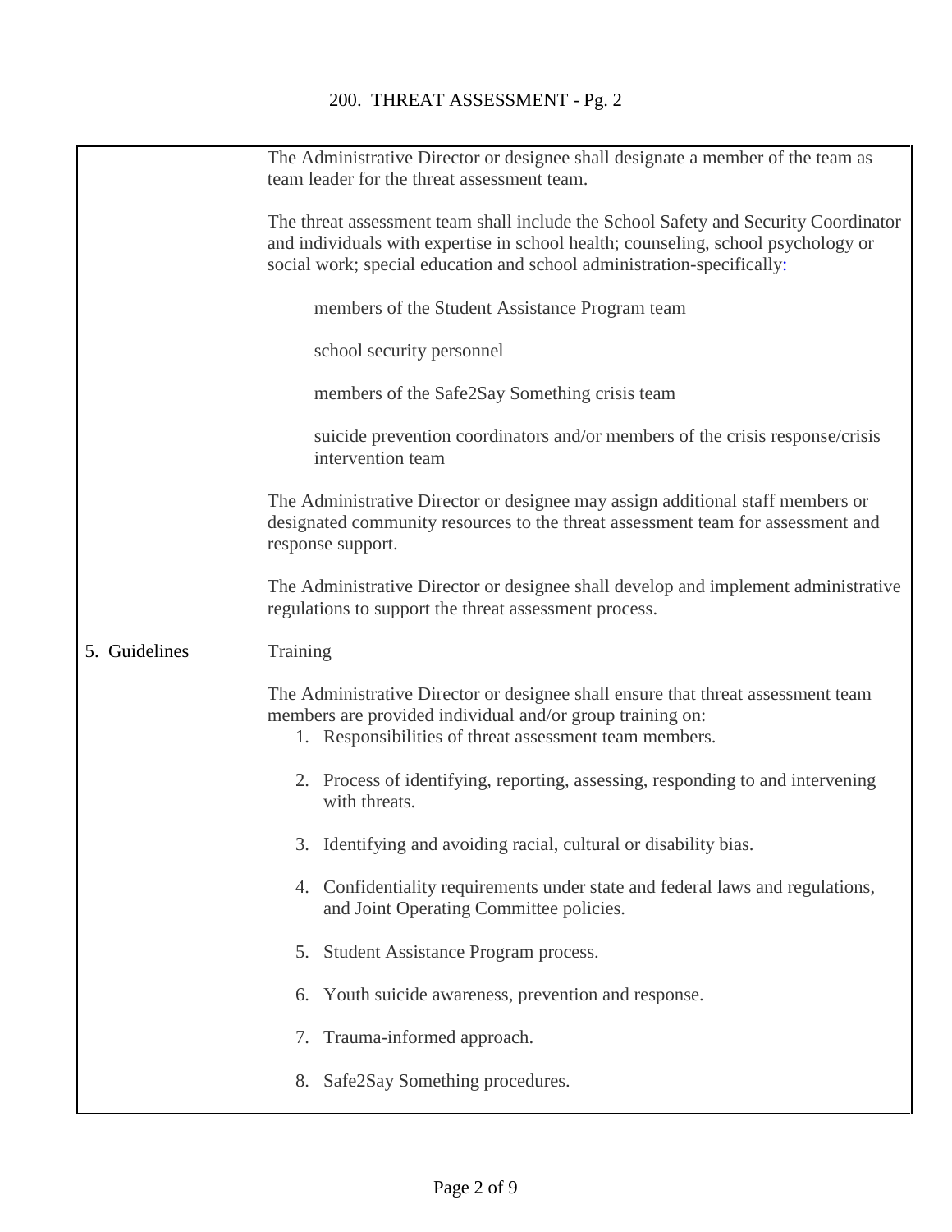The Administrative Director or designee shall designate a member of the team as team leader for the threat assessment team.

The threat assessment team shall include the School Safety and Security Coordinator and individuals with expertise in school health; counseling, school psychology or social work; special education and school administration-specifically:

members of the Student Assistance Program team

school security personnel

members of the Safe2Say Something crisis team

suicide prevention coordinators and/or members of the crisis response/crisis intervention team

The Administrative Director or designee may assign additional staff members or designated community resources to the threat assessment team for assessment and response support.

The Administrative Director or designee shall develop and implement administrative regulations to support the threat assessment process.

## 5. Guidelines

Training

The Administrative Director or designee shall ensure that threat assessment team members are provided individual and/or group training on:

1. Responsibilities of threat assessment team members.
2. Process of identifying, reporting, assessing, responding to and intervening with threats.
3. Identifying and avoiding racial, cultural or disability bias.
4. Confidentiality requirements under state and federal laws and regulations, and Joint Operating Committee policies.
5. Student Assistance Program process.
6. Youth suicide awareness, prevention and response.
7. Trauma-informed approach.
8. Safe2Say Something procedures.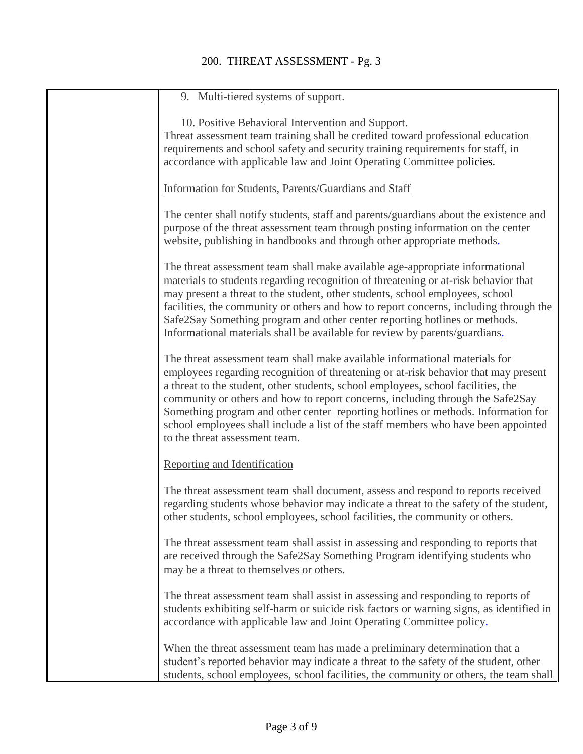9. Multi-tiered systems of support.

10. Positive Behavioral Intervention and Support.

Threat assessment team training shall be credited toward professional education requirements and school safety and security training requirements for staff, in accordance with applicable law and Joint Operating Committee policies.

Information for Students, Parents/Guardians and Staff

The center shall notify students, staff and parents/guardians about the existence and purpose of the threat assessment team through posting information on the center website, publishing in handbooks and through other appropriate methods.

The threat assessment team shall make available age-appropriate informational materials to students regarding recognition of threatening or at-risk behavior that may present a threat to the student, other students, school employees, school facilities, the community or others and how to report concerns, including through the Safe2Say Something program and other center reporting hotlines or methods. Informational materials shall be available for review by parents/guardians.

The threat assessment team shall make available informational materials for employees regarding recognition of threatening or at-risk behavior that may present a threat to the student, other students, school employees, school facilities, the community or others and how to report concerns, including through the Safe2Say Something program and other center reporting hotlines or methods. Information for school employees shall include a list of the staff members who have been appointed to the threat assessment team.

Reporting and Identification

The threat assessment team shall document, assess and respond to reports received regarding students whose behavior may indicate a threat to the safety of the student, other students, school employees, school facilities, the community or others.

The threat assessment team shall assist in assessing and responding to reports that are received through the Safe2Say Something Program identifying students who may be a threat to themselves or others.

The threat assessment team shall assist in assessing and responding to reports of students exhibiting self-harm or suicide risk factors or warning signs, as identified in accordance with applicable law and Joint Operating Committee policy.

When the threat assessment team has made a preliminary determination that a student's reported behavior may indicate a threat to the safety of the student, other students, school employees, school facilities, the community or others, the team shall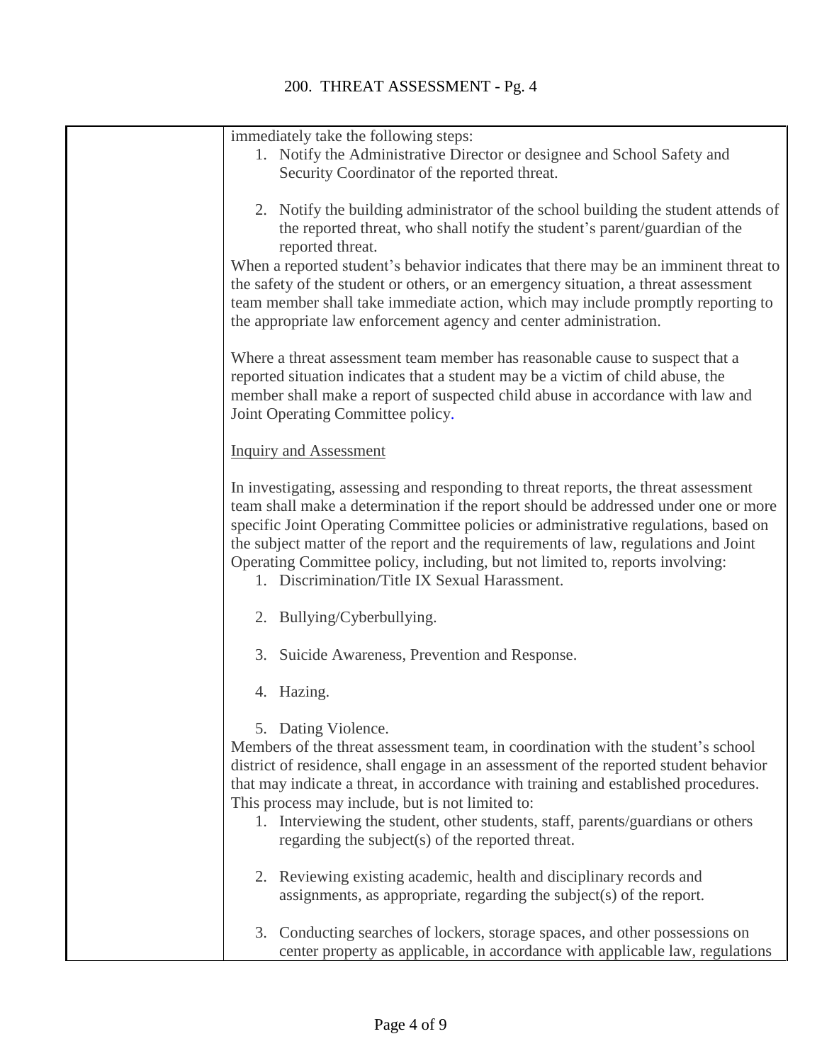immediately take the following steps:

1. Notify the Administrative Director or designee and School Safety and Security Coordinator of the reported threat.

2. Notify the building administrator of the school building the student attends of the reported threat, who shall notify the student's parent/guardian of the reported threat.

When a reported student's behavior indicates that there may be an imminent threat to the safety of the student or others, or an emergency situation, a threat assessment team member shall take immediate action, which may include promptly reporting to the appropriate law enforcement agency and center administration.

Where a threat assessment team member has reasonable cause to suspect that a reported situation indicates that a student may be a victim of child abuse, the member shall make a report of suspected child abuse in accordance with law and Joint Operating Committee policy.

Inquiry and Assessment

In investigating, assessing and responding to threat reports, the threat assessment team shall make a determination if the report should be addressed under one or more specific Joint Operating Committee policies or administrative regulations, based on the subject matter of the report and the requirements of law, regulations and Joint Operating Committee policy, including, but not limited to, reports involving:

1. Discrimination/Title IX Sexual Harassment.

2. Bullying/Cyberbullying.

3. Suicide Awareness, Prevention and Response.

4. Hazing.

5. Dating Violence.

Members of the threat assessment team, in coordination with the student's school district of residence, shall engage in an assessment of the reported student behavior that may indicate a threat, in accordance with training and established procedures. This process may include, but is not limited to:

1. Interviewing the student, other students, staff, parents/guardians or others regarding the subject(s) of the reported threat.

2. Reviewing existing academic, health and disciplinary records and assignments, as appropriate, regarding the subject(s) of the report.

3. Conducting searches of lockers, storage spaces, and other possessions on center property as applicable, in accordance with applicable law, regulations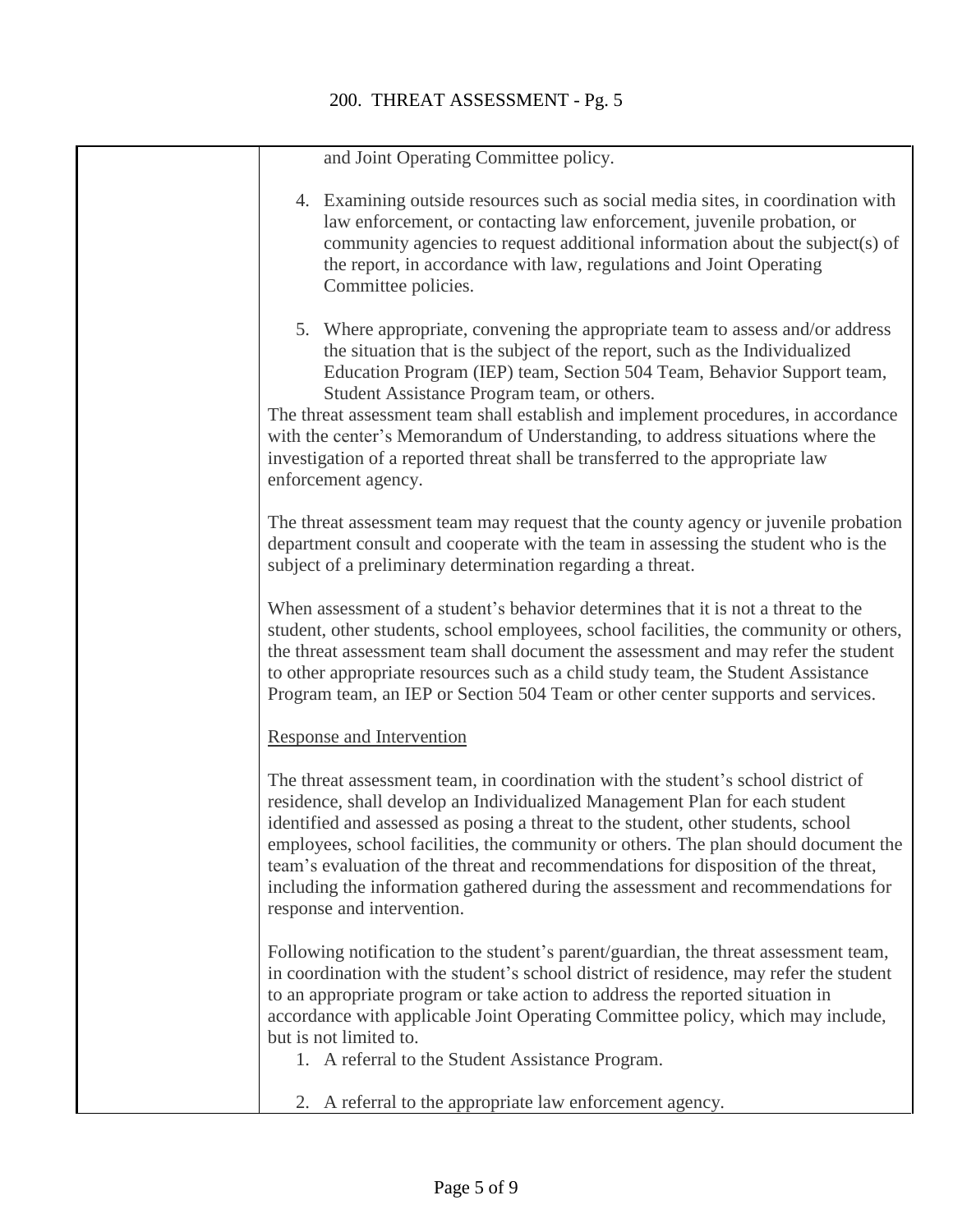and Joint Operating Committee policy.

4. Examining outside resources such as social media sites, in coordination with law enforcement, or contacting law enforcement, juvenile probation, or community agencies to request additional information about the subject(s) of the report, in accordance with law, regulations and Joint Operating Committee policies.

5. Where appropriate, convening the appropriate team to assess and/or address the situation that is the subject of the report, such as the Individualized Education Program (IEP) team, Section 504 Team, Behavior Support team, Student Assistance Program team, or others.

The threat assessment team shall establish and implement procedures, in accordance with the center's Memorandum of Understanding, to address situations where the investigation of a reported threat shall be transferred to the appropriate law enforcement agency.

The threat assessment team may request that the county agency or juvenile probation department consult and cooperate with the team in assessing the student who is the subject of a preliminary determination regarding a threat.

When assessment of a student's behavior determines that it is not a threat to the student, other students, school employees, school facilities, the community or others, the threat assessment team shall document the assessment and may refer the student to other appropriate resources such as a child study team, the Student Assistance Program team, an IEP or Section 504 Team or other center supports and services.

<u>Response and Intervention</u>

The threat assessment team, in coordination with the student's school district of residence, shall develop an Individualized Management Plan for each student identified and assessed as posing a threat to the student, other students, school employees, school facilities, the community or others. The plan should document the team's evaluation of the threat and recommendations for disposition of the threat, including the information gathered during the assessment and recommendations for response and intervention.

Following notification to the student's parent/guardian, the threat assessment team, in coordination with the student's school district of residence, may refer the student to an appropriate program or take action to address the reported situation in accordance with applicable Joint Operating Committee policy, which may include, but is not limited to.

1. A referral to the Student Assistance Program.

2. A referral to the appropriate law enforcement agency.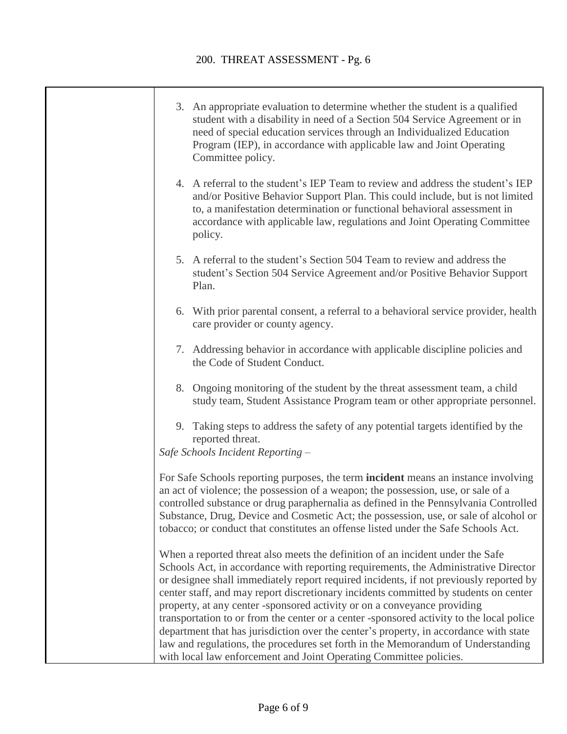3. An appropriate evaluation to determine whether the student is a qualified student with a disability in need of a Section 504 Service Agreement or in need of special education services through an Individualized Education Program (IEP), in accordance with applicable law and Joint Operating Committee policy.

4. A referral to the student's IEP Team to review and address the student's IEP and/or Positive Behavior Support Plan. This could include, but is not limited to, a manifestation determination or functional behavioral assessment in accordance with applicable law, regulations and Joint Operating Committee policy.

5. A referral to the student's Section 504 Team to review and address the student's Section 504 Service Agreement and/or Positive Behavior Support Plan.

6. With prior parental consent, a referral to a behavioral service provider, health care provider or county agency.

7. Addressing behavior in accordance with applicable discipline policies and the Code of Student Conduct.

8. Ongoing monitoring of the student by the threat assessment team, a child study team, Student Assistance Program team or other appropriate personnel.

9. Taking steps to address the safety of any potential targets identified by the reported threat.

*Safe Schools Incident Reporting* –

For Safe Schools reporting purposes, the term **incident** means an instance involving an act of violence; the possession of a weapon; the possession, use, or sale of a controlled substance or drug paraphernalia as defined in the Pennsylvania Controlled Substance, Drug, Device and Cosmetic Act; the possession, use, or sale of alcohol or tobacco; or conduct that constitutes an offense listed under the Safe Schools Act.

When a reported threat also meets the definition of an incident under the Safe Schools Act, in accordance with reporting requirements, the Administrative Director or designee shall immediately report required incidents, if not previously reported by center staff, and may report discretionary incidents committed by students on center property, at any center -sponsored activity or on a conveyance providing transportation to or from the center or a center -sponsored activity to the local police department that has jurisdiction over the center's property, in accordance with state law and regulations, the procedures set forth in the Memorandum of Understanding with local law enforcement and Joint Operating Committee policies.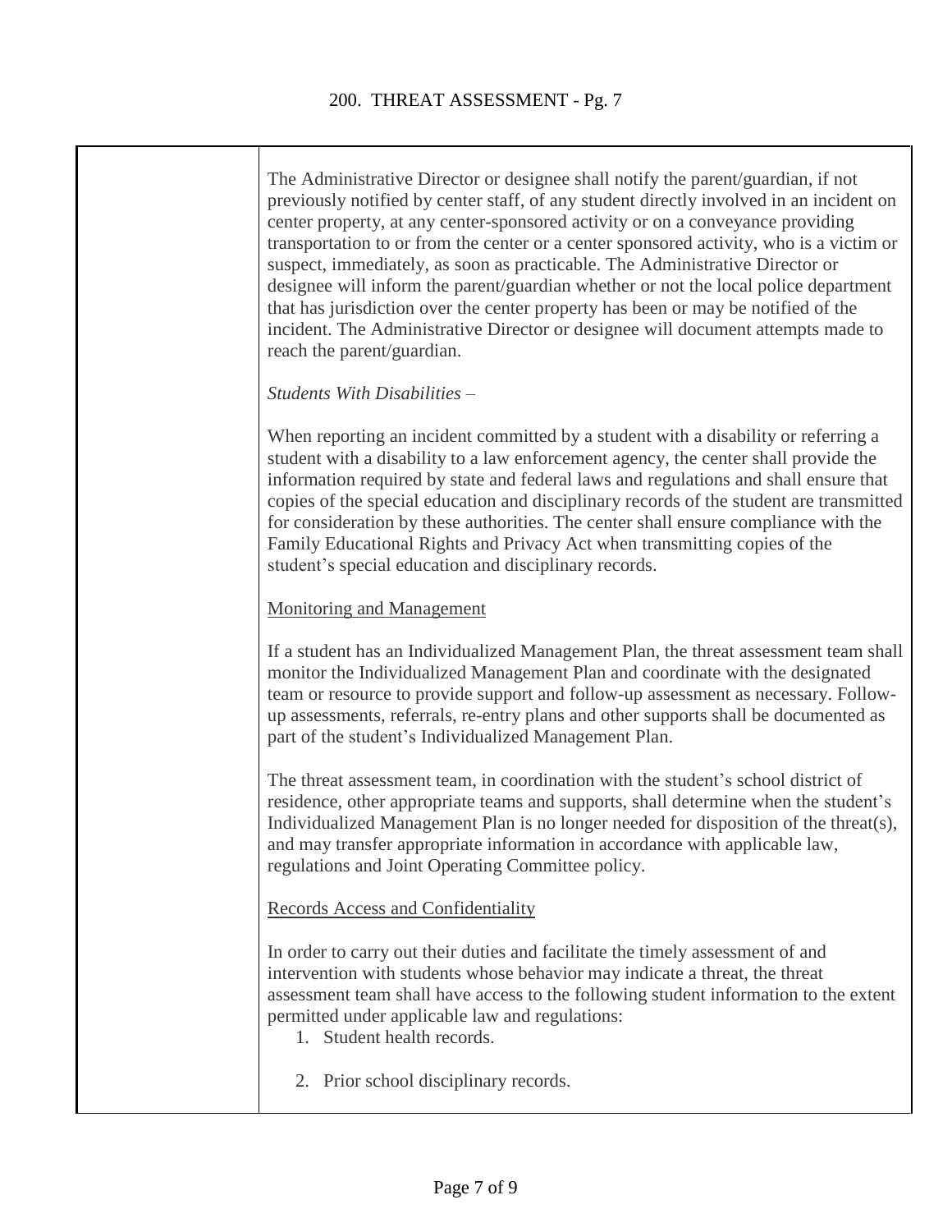The Administrative Director or designee shall notify the parent/guardian, if not previously notified by center staff, of any student directly involved in an incident on center property, at any center-sponsored activity or on a conveyance providing transportation to or from the center or a center sponsored activity, who is a victim or suspect, immediately, as soon as practicable. The Administrative Director or designee will inform the parent/guardian whether or not the local police department that has jurisdiction over the center property has been or may be notified of the incident. The Administrative Director or designee will document attempts made to reach the parent/guardian.

*Students With Disabilities* –

When reporting an incident committed by a student with a disability or referring a student with a disability to a law enforcement agency, the center shall provide the information required by state and federal laws and regulations and shall ensure that copies of the special education and disciplinary records of the student are transmitted for consideration by these authorities. The center shall ensure compliance with the Family Educational Rights and Privacy Act when transmitting copies of the student's special education and disciplinary records.

<u>Monitoring and Management</u>

If a student has an Individualized Management Plan, the threat assessment team shall monitor the Individualized Management Plan and coordinate with the designated team or resource to provide support and follow-up assessment as necessary. Follow-up assessments, referrals, re-entry plans and other supports shall be documented as part of the student's Individualized Management Plan.

The threat assessment team, in coordination with the student's school district of residence, other appropriate teams and supports, shall determine when the student's Individualized Management Plan is no longer needed for disposition of the threat(s), and may transfer appropriate information in accordance with applicable law, regulations and Joint Operating Committee policy.

<u>Records Access and Confidentiality</u>

In order to carry out their duties and facilitate the timely assessment of and intervention with students whose behavior may indicate a threat, the threat assessment team shall have access to the following student information to the extent permitted under applicable law and regulations:

1. Student health records.
2. Prior school disciplinary records.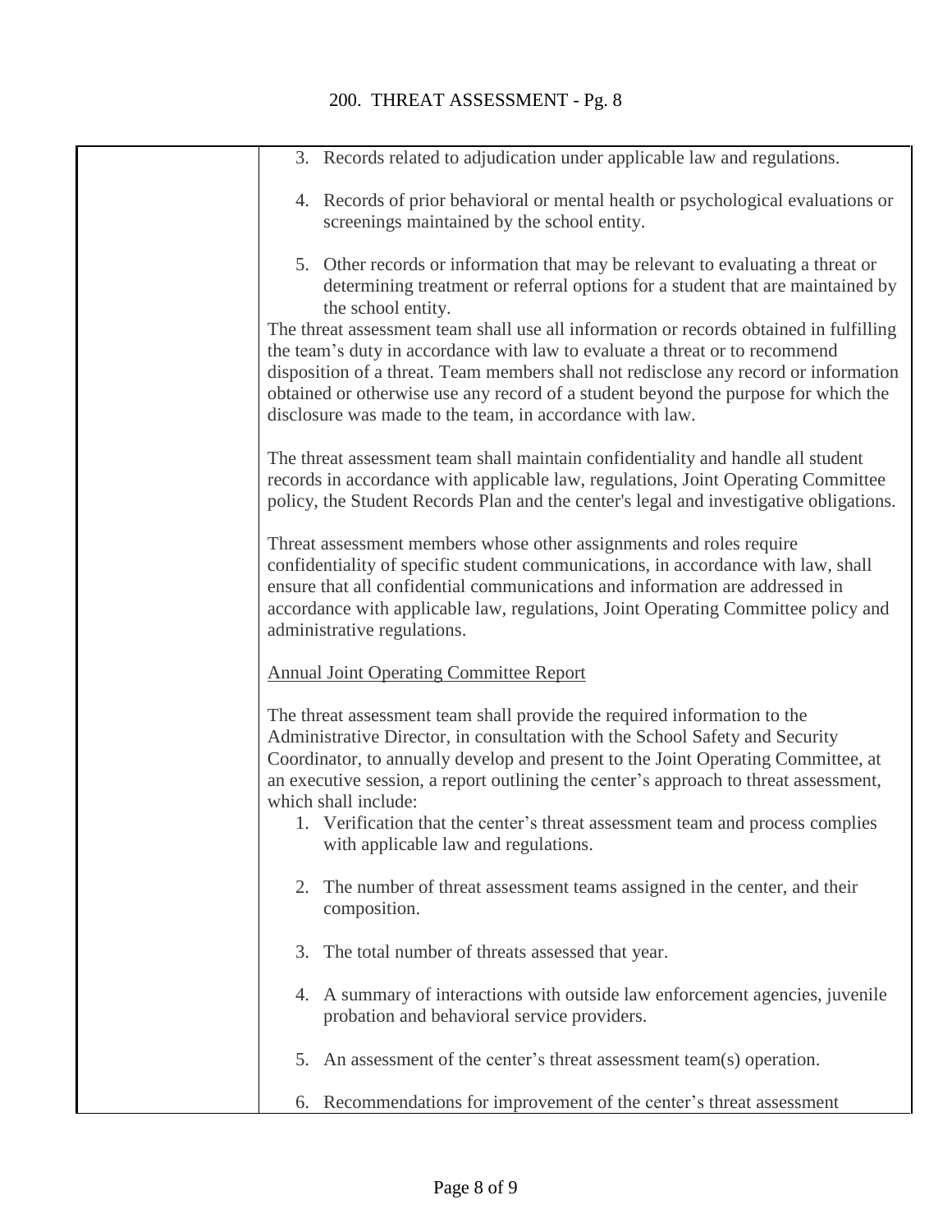3. Records related to adjudication under applicable law and regulations.

4. Records of prior behavioral or mental health or psychological evaluations or screenings maintained by the school entity.

5. Other records or information that may be relevant to evaluating a threat or determining treatment or referral options for a student that are maintained by the school entity.

The threat assessment team shall use all information or records obtained in fulfilling the team's duty in accordance with law to evaluate a threat or to recommend disposition of a threat. Team members shall not redisclose any record or information obtained or otherwise use any record of a student beyond the purpose for which the disclosure was made to the team, in accordance with law.

The threat assessment team shall maintain confidentiality and handle all student records in accordance with applicable law, regulations, Joint Operating Committee policy, the Student Records Plan and the center's legal and investigative obligations.

Threat assessment members whose other assignments and roles require confidentiality of specific student communications, in accordance with law, shall ensure that all confidential communications and information are addressed in accordance with applicable law, regulations, Joint Operating Committee policy and administrative regulations.

Annual Joint Operating Committee Report

The threat assessment team shall provide the required information to the Administrative Director, in consultation with the School Safety and Security Coordinator, to annually develop and present to the Joint Operating Committee, at an executive session, a report outlining the center's approach to threat assessment, which shall include:

1. Verification that the center's threat assessment team and process complies with applicable law and regulations.

2. The number of threat assessment teams assigned in the center, and their composition.

3. The total number of threats assessed that year.

4. A summary of interactions with outside law enforcement agencies, juvenile probation and behavioral service providers.

5. An assessment of the center's threat assessment team(s) operation.

6. Recommendations for improvement of the center's threat assessment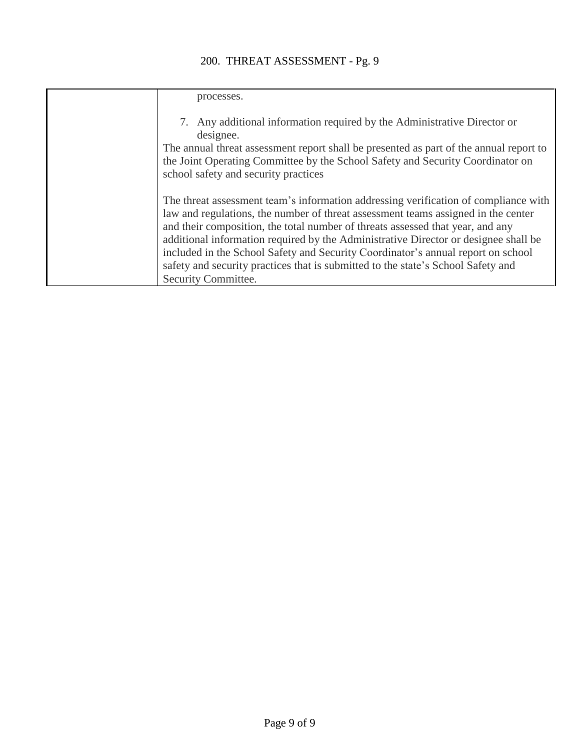| | |
|---|---|
| | processes.<br><br>7. Any additional information required by the Administrative Director or designee.<br><br>The annual threat assessment report shall be presented as part of the annual report to the Joint Operating Committee by the School Safety and Security Coordinator on school safety and security practices<br><br>The threat assessment team's information addressing verification of compliance with law and regulations, the number of threat assessment teams assigned in the center and their composition, the total number of threats assessed that year, and any additional information required by the Administrative Director or designee shall be included in the School Safety and Security Coordinator's annual report on school safety and security practices that is submitted to the state's School Safety and Security Committee. |